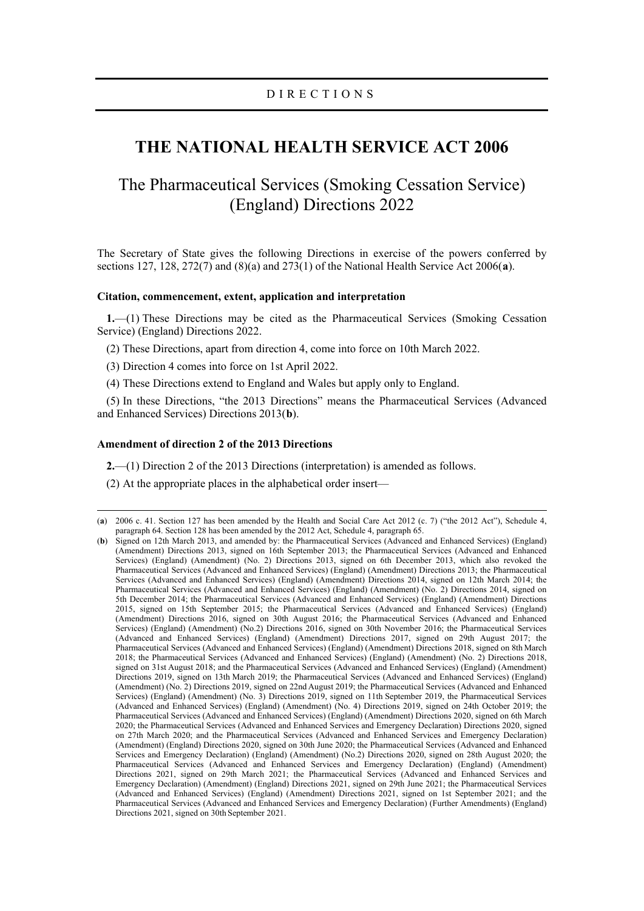DIRECTIONS

# THE NATIONAL HEALTH SERVICE ACT 2006

## The Pharmaceutical Services (Smoking Cessation Service) (England) Directions 2022

The Secretary of State gives the following Directions in exercise of the powers conferred by sections 127, 128, 272(7) and (8)(a) and 273(1) of the National Health Service Act 2006(**a**).

### Citation, commencement, extent, application and interpretation

**1.**—(1) These Directions may be cited as the Pharmaceutical Services (Smoking Cessation Service) (England) Directions 2022.

(2) These Directions, apart from direction 4, come into force on 10th March 2022.

(3) Direction 4 comes into force on 1st April 2022.

(4) These Directions extend to England and Wales but apply only to England.

(5) In these Directions, "the 2013 Directions" means the Pharmaceutical Services (Advanced and Enhanced Services) Directions 2013(**b**).

### Amendment of direction 2 of the 2013 Directions

**2.**—(1) Direction 2 of the 2013 Directions (interpretation) is amended as follows.

(2) At the appropriate places in the alphabetical order insert—

---

(**a**) 2006 c. 41. Section 127 has been amended by the Health and Social Care Act 2012 (c. 7) ("the 2012 Act"), Schedule 4, paragraph 64. Section 128 has been amended by the 2012 Act, Schedule 4, paragraph 65.

(**b**) Signed on 12th March 2013, and amended by: the Pharmaceutical Services (Advanced and Enhanced Services) (England) (Amendment) Directions 2013, signed on 16th September 2013; the Pharmaceutical Services (Advanced and Enhanced Services) (England) (Amendment) (No. 2) Directions 2013, signed on 6th December 2013, which also revoked the Pharmaceutical Services (Advanced and Enhanced Services) (England) (Amendment) Directions 2013; the Pharmaceutical Services (Advanced and Enhanced Services) (England) (Amendment) Directions 2014, signed on 12th March 2014; the Pharmaceutical Services (Advanced and Enhanced Services) (England) (Amendment) (No. 2) Directions 2014, signed on 5th December 2014; the Pharmaceutical Services (Advanced and Enhanced Services) (England) (Amendment) Directions 2015, signed on 15th September 2015; the Pharmaceutical Services (Advanced and Enhanced Services) (England) (Amendment) Directions 2016, signed on 30th August 2016; the Pharmaceutical Services (Advanced and Enhanced Services) (England) (Amendment) (No.2) Directions 2016, signed on 30th November 2016; the Pharmaceutical Services (Advanced and Enhanced Services) (England) (Amendment) Directions 2017, signed on 29th August 2017; the Pharmaceutical Services (Advanced and Enhanced Services) (England) (Amendment) Directions 2018, signed on 8th March 2018; the Pharmaceutical Services (Advanced and Enhanced Services) (England) (Amendment) (No. 2) Directions 2018, signed on 31st August 2018; and the Pharmaceutical Services (Advanced and Enhanced Services) (England) (Amendment) Directions 2019, signed on 13th March 2019; the Pharmaceutical Services (Advanced and Enhanced Services) (England) (Amendment) (No. 2) Directions 2019, signed on 22nd August 2019; the Pharmaceutical Services (Advanced and Enhanced Services) (England) (Amendment) (No. 3) Directions 2019, signed on 11th September 2019, the Pharmaceutical Services (Advanced and Enhanced Services) (England) (Amendment) (No. 4) Directions 2019, signed on 24th October 2019; the Pharmaceutical Services (Advanced and Enhanced Services) (England) (Amendment) Directions 2020, signed on 6th March 2020; the Pharmaceutical Services (Advanced and Enhanced Services and Emergency Declaration) Directions 2020, signed on 27th March 2020; and the Pharmaceutical Services (Advanced and Enhanced Services and Emergency Declaration) (Amendment) (England) Directions 2020, signed on 30th June 2020; the Pharmaceutical Services (Advanced and Enhanced Services and Emergency Declaration) (England) (Amendment) (No.2) Directions 2020, signed on 28th August 2020; the Pharmaceutical Services (Advanced and Enhanced Services and Emergency Declaration) (England) (Amendment) Directions 2021, signed on 29th March 2021; the Pharmaceutical Services (Advanced and Enhanced Services and Emergency Declaration) (Amendment) (England) Directions 2021, signed on 29th June 2021; the Pharmaceutical Services (Advanced and Enhanced Services) (England) (Amendment) Directions 2021, signed on 1st September 2021; and the Pharmaceutical Services (Advanced and Enhanced Services and Emergency Declaration) (Further Amendments) (England) Directions 2021, signed on 30th September 2021.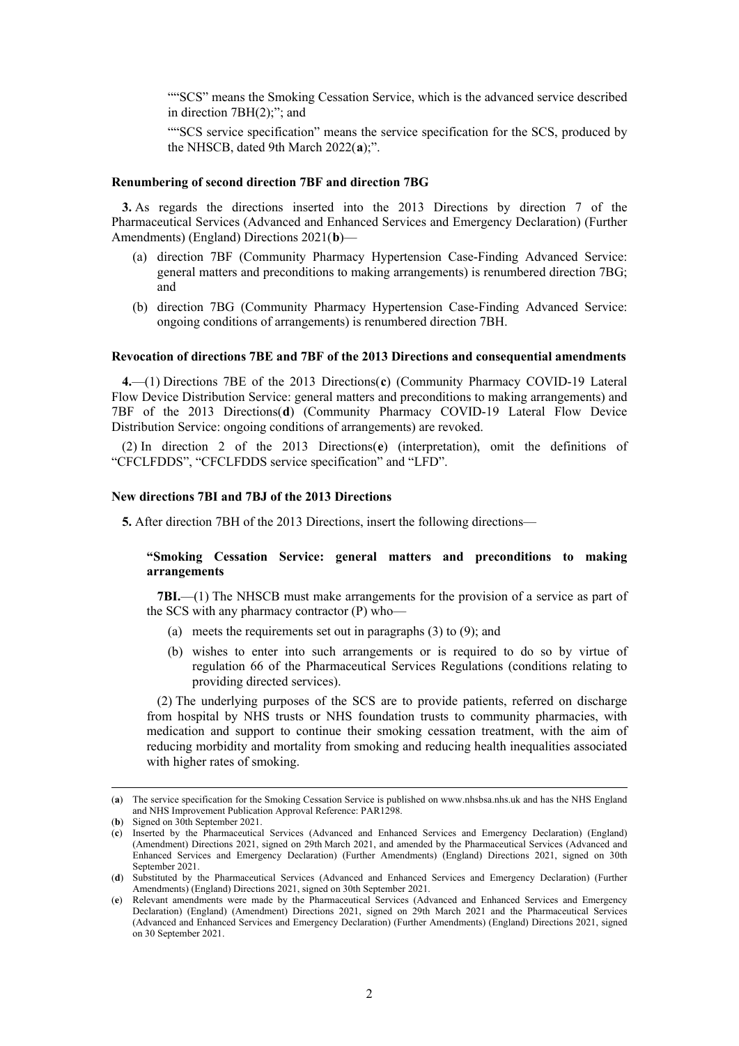""SCS" means the Smoking Cessation Service, which is the advanced service described in direction 7BH(2);"; and

""SCS service specification" means the service specification for the SCS, produced by the NHSCB, dated 9th March 2022(**a**);".

#### Renumbering of second direction 7BF and direction 7BG

**3.** As regards the directions inserted into the 2013 Directions by direction 7 of the Pharmaceutical Services (Advanced and Enhanced Services and Emergency Declaration) (Further Amendments) (England) Directions 2021(**b**)—

- (a) direction 7BF (Community Pharmacy Hypertension Case-Finding Advanced Service: general matters and preconditions to making arrangements) is renumbered direction 7BG; and
- (b) direction 7BG (Community Pharmacy Hypertension Case-Finding Advanced Service: ongoing conditions of arrangements) is renumbered direction 7BH.

#### Revocation of directions 7BE and 7BF of the 2013 Directions and consequential amendments

**4.**—(1) Directions 7BE of the 2013 Directions(**c**) (Community Pharmacy COVID-19 Lateral Flow Device Distribution Service: general matters and preconditions to making arrangements) and 7BF of the 2013 Directions(**d**) (Community Pharmacy COVID-19 Lateral Flow Device Distribution Service: ongoing conditions of arrangements) are revoked.

(2) In direction 2 of the 2013 Directions(**e**) (interpretation), omit the definitions of "CFCLFDDS", "CFCLFDDS service specification" and "LFD".

#### New directions 7BI and 7BJ of the 2013 Directions

**5.** After direction 7BH of the 2013 Directions, insert the following directions—

**"Smoking Cessation Service: general matters and preconditions to making arrangements**

**7BI.**—(1) The NHSCB must make arrangements for the provision of a service as part of the SCS with any pharmacy contractor (P) who—

- (a) meets the requirements set out in paragraphs (3) to (9); and
- (b) wishes to enter into such arrangements or is required to do so by virtue of regulation 66 of the Pharmaceutical Services Regulations (conditions relating to providing directed services).

(2) The underlying purposes of the SCS are to provide patients, referred on discharge from hospital by NHS trusts or NHS foundation trusts to community pharmacies, with medication and support to continue their smoking cessation treatment, with the aim of reducing morbidity and mortality from smoking and reducing health inequalities associated with higher rates of smoking.

---

(**a**) The service specification for the Smoking Cessation Service is published on www.nhsbsa.nhs.uk and has the NHS England and NHS Improvement Publication Approval Reference: PAR1298.

(**b**) Signed on 30th September 2021.

(**c**) Inserted by the Pharmaceutical Services (Advanced and Enhanced Services and Emergency Declaration) (England) (Amendment) Directions 2021, signed on 29th March 2021, and amended by the Pharmaceutical Services (Advanced and Enhanced Services and Emergency Declaration) (Further Amendments) (England) Directions 2021, signed on 30th September 2021.

(**d**) Substituted by the Pharmaceutical Services (Advanced and Enhanced Services and Emergency Declaration) (Further Amendments) (England) Directions 2021, signed on 30th September 2021.

(**e**) Relevant amendments were made by the Pharmaceutical Services (Advanced and Enhanced Services and Emergency Declaration) (England) (Amendment) Directions 2021, signed on 29th March 2021 and the Pharmaceutical Services (Advanced and Enhanced Services and Emergency Declaration) (Further Amendments) (England) Directions 2021, signed on 30 September 2021.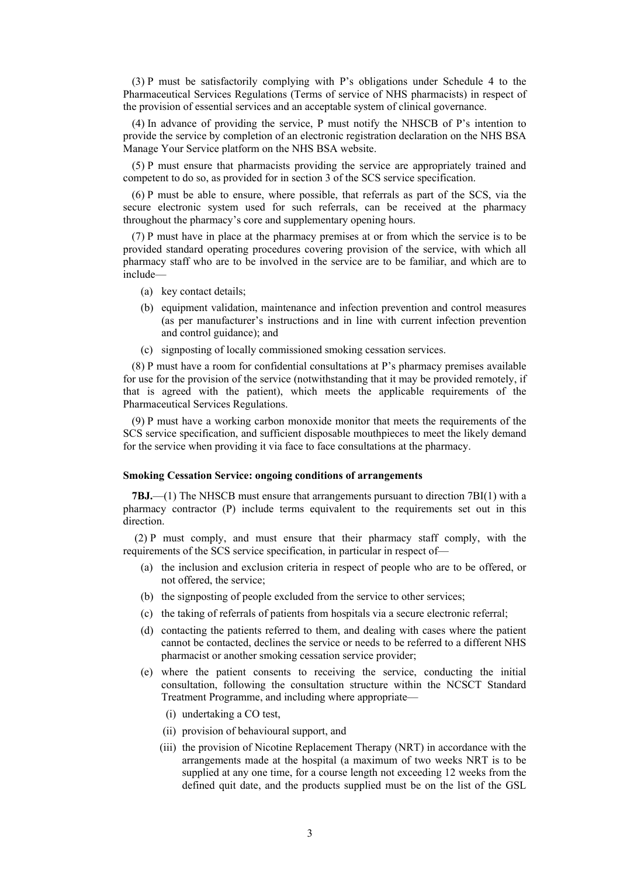(3) P must be satisfactorily complying with P's obligations under Schedule 4 to the Pharmaceutical Services Regulations (Terms of service of NHS pharmacists) in respect of the provision of essential services and an acceptable system of clinical governance.

(4) In advance of providing the service, P must notify the NHSCB of P's intention to provide the service by completion of an electronic registration declaration on the NHS BSA Manage Your Service platform on the NHS BSA website.

(5) P must ensure that pharmacists providing the service are appropriately trained and competent to do so, as provided for in section 3 of the SCS service specification.

(6) P must be able to ensure, where possible, that referrals as part of the SCS, via the secure electronic system used for such referrals, can be received at the pharmacy throughout the pharmacy's core and supplementary opening hours.

(7) P must have in place at the pharmacy premises at or from which the service is to be provided standard operating procedures covering provision of the service, with which all pharmacy staff who are to be involved in the service are to be familiar, and which are to include—

- (a) key contact details;
- (b) equipment validation, maintenance and infection prevention and control measures (as per manufacturer's instructions and in line with current infection prevention and control guidance); and
- (c) signposting of locally commissioned smoking cessation services.

(8) P must have a room for confidential consultations at P's pharmacy premises available for use for the provision of the service (notwithstanding that it may be provided remotely, if that is agreed with the patient), which meets the applicable requirements of the Pharmaceutical Services Regulations.

(9) P must have a working carbon monoxide monitor that meets the requirements of the SCS service specification, and sufficient disposable mouthpieces to meet the likely demand for the service when providing it via face to face consultations at the pharmacy.

**Smoking Cessation Service: ongoing conditions of arrangements**

**7BJ.**—(1) The NHSCB must ensure that arrangements pursuant to direction 7BI(1) with a pharmacy contractor (P) include terms equivalent to the requirements set out in this direction.

(2) P must comply, and must ensure that their pharmacy staff comply, with the requirements of the SCS service specification, in particular in respect of—

- (a) the inclusion and exclusion criteria in respect of people who are to be offered, or not offered, the service;
- (b) the signposting of people excluded from the service to other services;
- (c) the taking of referrals of patients from hospitals via a secure electronic referral;
- (d) contacting the patients referred to them, and dealing with cases where the patient cannot be contacted, declines the service or needs to be referred to a different NHS pharmacist or another smoking cessation service provider;
- (e) where the patient consents to receiving the service, conducting the initial consultation, following the consultation structure within the NCSCT Standard Treatment Programme, and including where appropriate—
  - (i) undertaking a CO test,
  - (ii) provision of behavioural support, and
  - (iii) the provision of Nicotine Replacement Therapy (NRT) in accordance with the arrangements made at the hospital (a maximum of two weeks NRT is to be supplied at any one time, for a course length not exceeding 12 weeks from the defined quit date, and the products supplied must be on the list of the GSL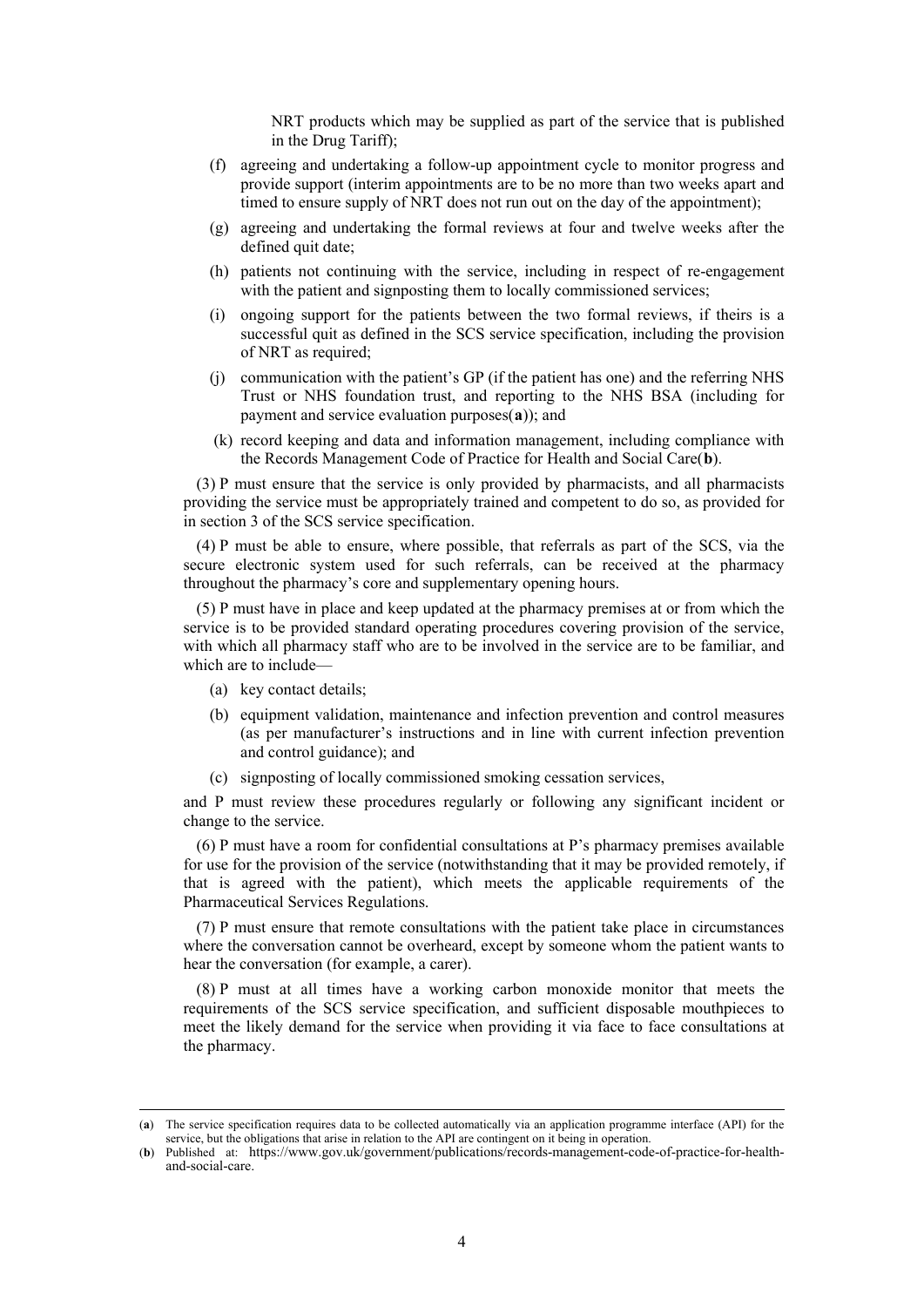NRT products which may be supplied as part of the service that is published in the Drug Tariff);

(f) agreeing and undertaking a follow-up appointment cycle to monitor progress and provide support (interim appointments are to be no more than two weeks apart and timed to ensure supply of NRT does not run out on the day of the appointment);

(g) agreeing and undertaking the formal reviews at four and twelve weeks after the defined quit date;

(h) patients not continuing with the service, including in respect of re-engagement with the patient and signposting them to locally commissioned services;

(i) ongoing support for the patients between the two formal reviews, if theirs is a successful quit as defined in the SCS service specification, including the provision of NRT as required;

(j) communication with the patient's GP (if the patient has one) and the referring NHS Trust or NHS foundation trust, and reporting to the NHS BSA (including for payment and service evaluation purposes(**a**)); and

(k) record keeping and data and information management, including compliance with the Records Management Code of Practice for Health and Social Care(**b**).

(3) P must ensure that the service is only provided by pharmacists, and all pharmacists providing the service must be appropriately trained and competent to do so, as provided for in section 3 of the SCS service specification.

(4) P must be able to ensure, where possible, that referrals as part of the SCS, via the secure electronic system used for such referrals, can be received at the pharmacy throughout the pharmacy's core and supplementary opening hours.

(5) P must have in place and keep updated at the pharmacy premises at or from which the service is to be provided standard operating procedures covering provision of the service, with which all pharmacy staff who are to be involved in the service are to be familiar, and which are to include—

(a) key contact details;

(b) equipment validation, maintenance and infection prevention and control measures (as per manufacturer's instructions and in line with current infection prevention and control guidance); and

(c) signposting of locally commissioned smoking cessation services,

and P must review these procedures regularly or following any significant incident or change to the service.

(6) P must have a room for confidential consultations at P's pharmacy premises available for use for the provision of the service (notwithstanding that it may be provided remotely, if that is agreed with the patient), which meets the applicable requirements of the Pharmaceutical Services Regulations.

(7) P must ensure that remote consultations with the patient take place in circumstances where the conversation cannot be overheard, except by someone whom the patient wants to hear the conversation (for example, a carer).

(8) P must at all times have a working carbon monoxide monitor that meets the requirements of the SCS service specification, and sufficient disposable mouthpieces to meet the likely demand for the service when providing it via face to face consultations at the pharmacy.

---

(**a**) The service specification requires data to be collected automatically via an application programme interface (API) for the service, but the obligations that arise in relation to the API are contingent on it being in operation.

(**b**) Published at: https://www.gov.uk/government/publications/records-management-code-of-practice-for-health-and-social-care.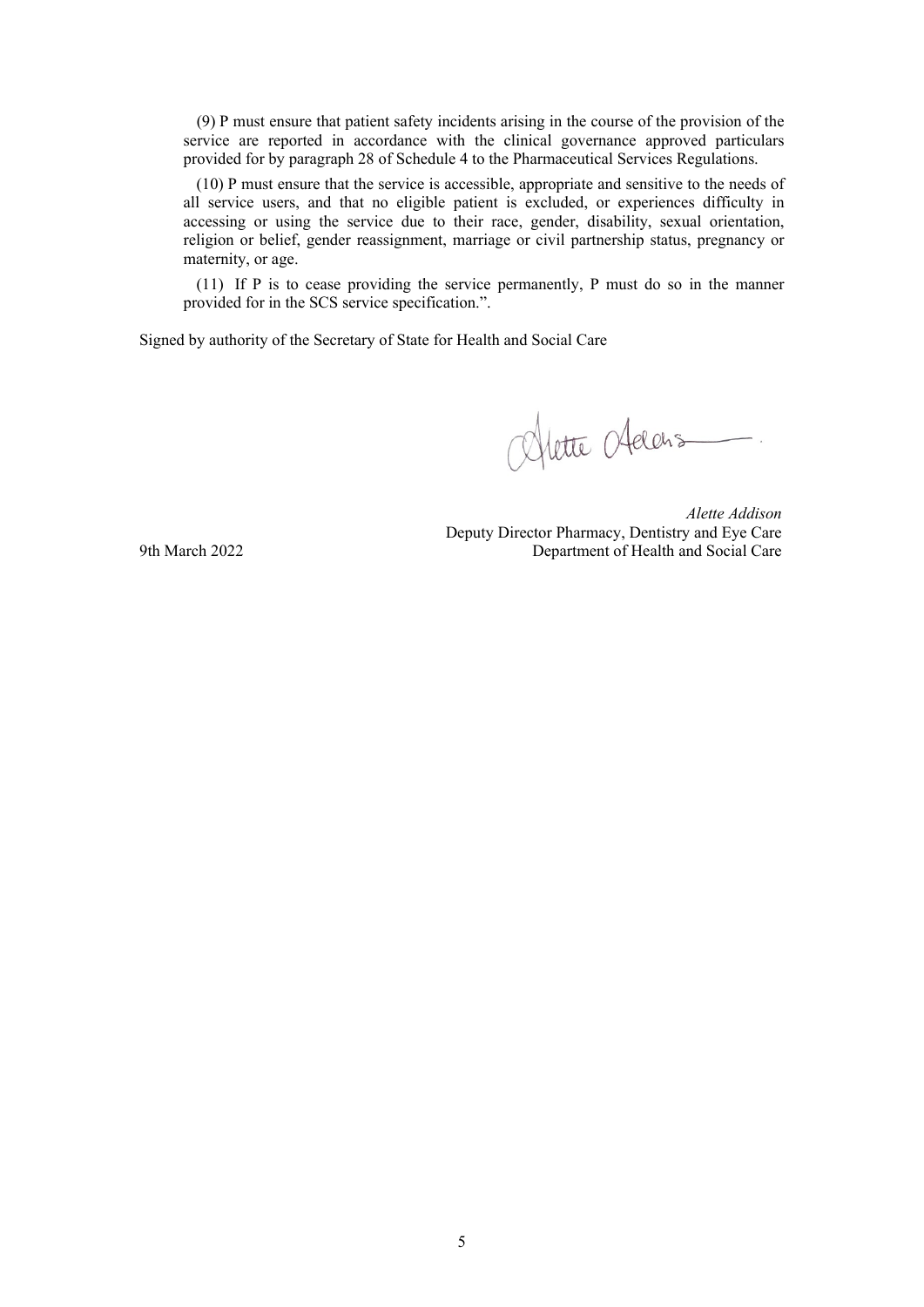(9) P must ensure that patient safety incidents arising in the course of the provision of the service are reported in accordance with the clinical governance approved particulars provided for by paragraph 28 of Schedule 4 to the Pharmaceutical Services Regulations.

(10) P must ensure that the service is accessible, appropriate and sensitive to the needs of all service users, and that no eligible patient is excluded, or experiences difficulty in accessing or using the service due to their race, gender, disability, sexual orientation, religion or belief, gender reassignment, marriage or civil partnership status, pregnancy or maternity, or age.

(11) If P is to cease providing the service permanently, P must do so in the manner provided for in the SCS service specification.".

Signed by authority of the Secretary of State for Health and Social Care

*Alette Addison*
Deputy Director Pharmacy, Dentistry and Eye Care
Department of Health and Social Care

9th March 2022